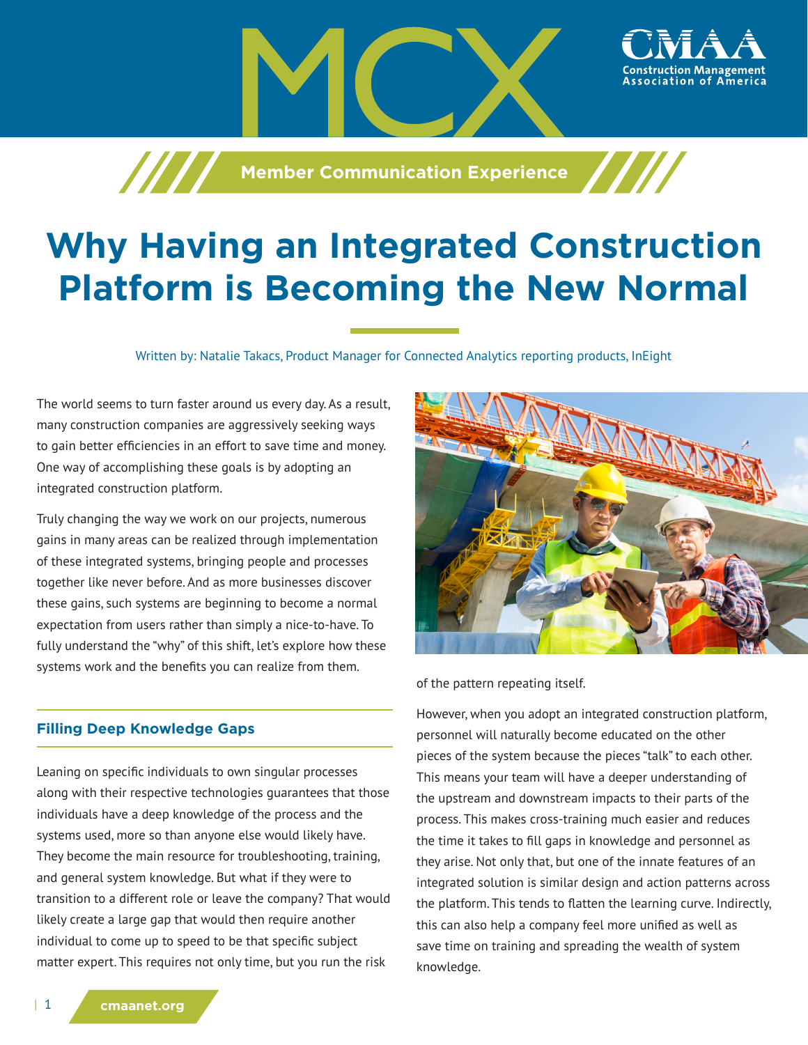MCX

Member Communication Experience

# Why Having an Integrated Construction Platform is Becoming the New Normal

Written by: Natalie Takacs, Product Manager for Connected Analytics reporting products, InEight

The world seems to turn faster around us every day. As a result, many construction companies are aggressively seeking ways to gain better efficiencies in an effort to save time and money. One way of accomplishing these goals is by adopting an integrated construction platform.

Truly changing the way we work on our projects, numerous gains in many areas can be realized through implementation of these integrated systems, bringing people and processes together like never before. And as more businesses discover these gains, such systems are beginning to become a normal expectation from users rather than simply a nice-to-have. To fully understand the "why" of this shift, let's explore how these systems work and the benefits you can realize from them.

## Filling Deep Knowledge Gaps

Leaning on specific individuals to own singular processes along with their respective technologies guarantees that those individuals have a deep knowledge of the process and the systems used, more so than anyone else would likely have. They become the main resource for troubleshooting, training, and general system knowledge. But what if they were to transition to a different role or leave the company? That would likely create a large gap that would then require another individual to come up to speed to be that specific subject matter expert. This requires not only time, but you run the risk of the pattern repeating itself.

However, when you adopt an integrated construction platform, personnel will naturally become educated on the other pieces of the system because the pieces "talk" to each other. This means your team will have a deeper understanding of the upstream and downstream impacts to their parts of the process. This makes cross-training much easier and reduces the time it takes to fill gaps in knowledge and personnel as they arise. Not only that, but one of the innate features of an integrated solution is similar design and action patterns across the platform. This tends to flatten the learning curve. Indirectly, this can also help a company feel more unified as well as save time on training and spreading the wealth of system knowledge.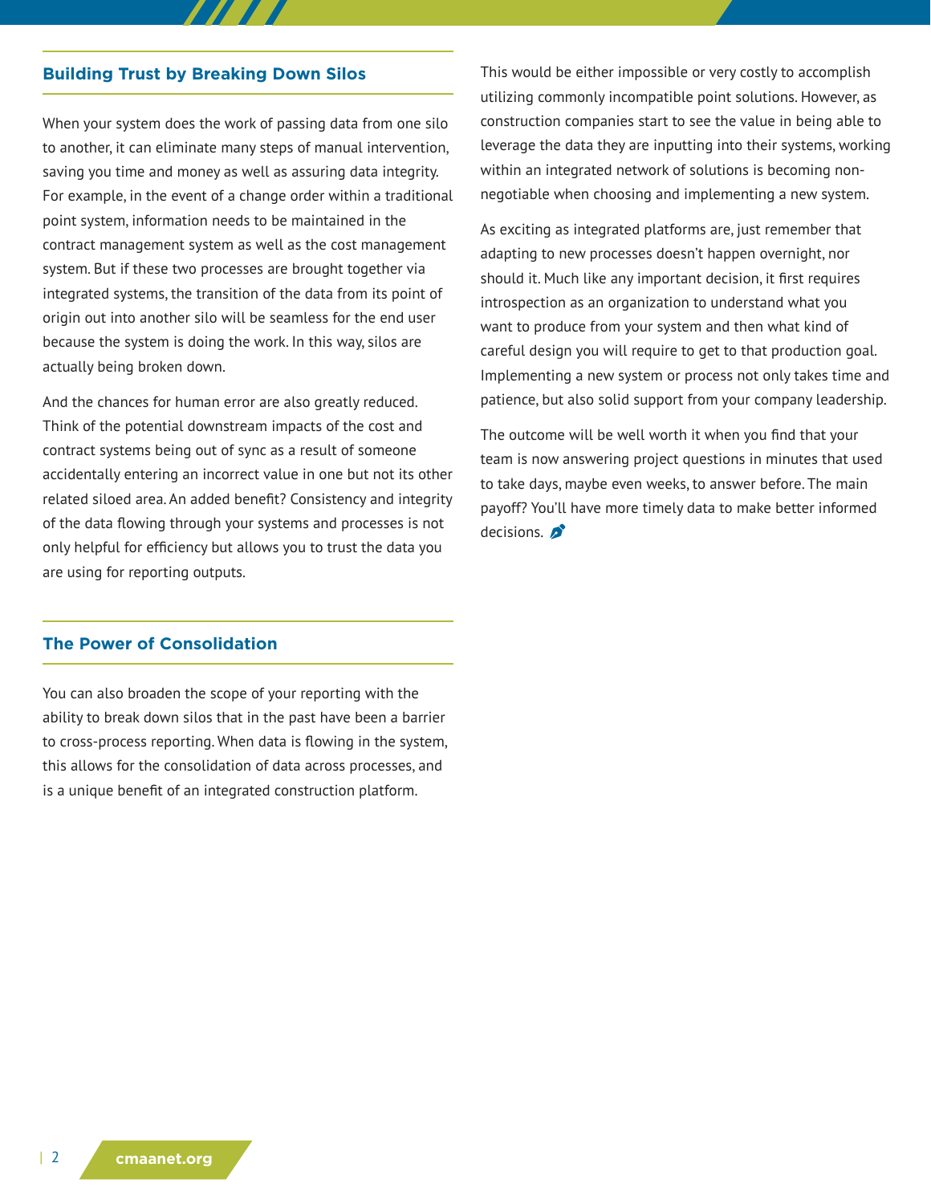## Building Trust by Breaking Down Silos

When your system does the work of passing data from one silo to another, it can eliminate many steps of manual intervention, saving you time and money as well as assuring data integrity. For example, in the event of a change order within a traditional point system, information needs to be maintained in the contract management system as well as the cost management system. But if these two processes are brought together via integrated systems, the transition of the data from its point of origin out into another silo will be seamless for the end user because the system is doing the work. In this way, silos are actually being broken down.

And the chances for human error are also greatly reduced. Think of the potential downstream impacts of the cost and contract systems being out of sync as a result of someone accidentally entering an incorrect value in one but not its other related siloed area. An added benefit? Consistency and integrity of the data flowing through your systems and processes is not only helpful for efficiency but allows you to trust the data you are using for reporting outputs.

## The Power of Consolidation

You can also broaden the scope of your reporting with the ability to break down silos that in the past have been a barrier to cross-process reporting. When data is flowing in the system, this allows for the consolidation of data across processes, and is a unique benefit of an integrated construction platform.

This would be either impossible or very costly to accomplish utilizing commonly incompatible point solutions. However, as construction companies start to see the value in being able to leverage the data they are inputting into their systems, working within an integrated network of solutions is becoming non-negotiable when choosing and implementing a new system.

As exciting as integrated platforms are, just remember that adapting to new processes doesn't happen overnight, nor should it. Much like any important decision, it first requires introspection as an organization to understand what you want to produce from your system and then what kind of careful design you will require to get to that production goal. Implementing a new system or process not only takes time and patience, but also solid support from your company leadership.

The outcome will be well worth it when you find that your team is now answering project questions in minutes that used to take days, maybe even weeks, to answer before. The main payoff? You'll have more timely data to make better informed decisions.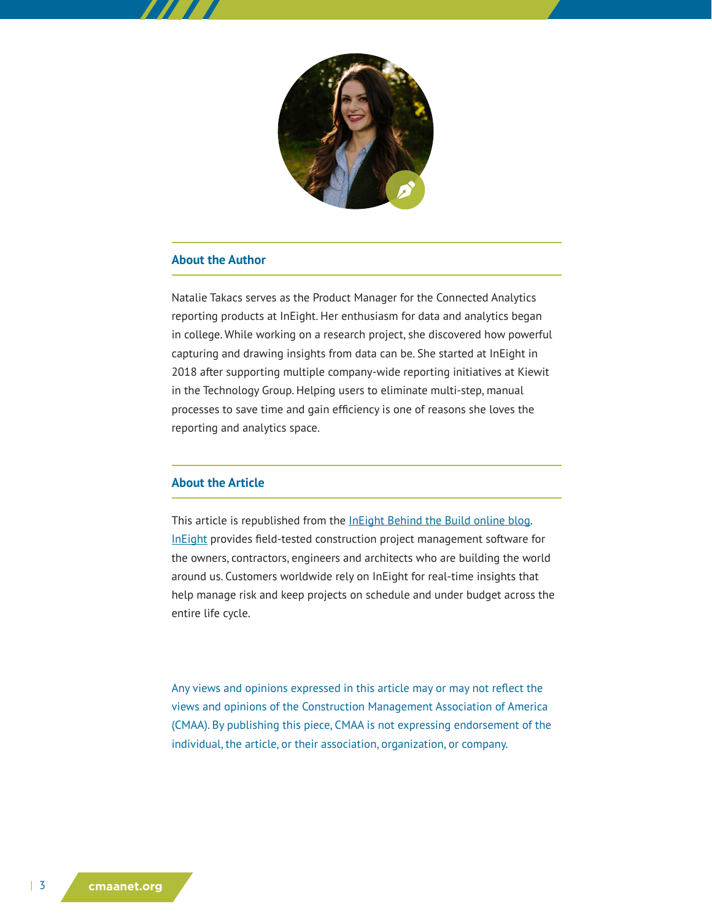## About the Author

Natalie Takacs serves as the Product Manager for the Connected Analytics reporting products at InEight. Her enthusiasm for data and analytics began in college. While working on a research project, she discovered how powerful capturing and drawing insights from data can be. She started at InEight in 2018 after supporting multiple company-wide reporting initiatives at Kiewit in the Technology Group. Helping users to eliminate multi-step, manual processes to save time and gain efficiency is one of reasons she loves the reporting and analytics space.

## About the Article

This article is republished from the InEight Behind the Build online blog. InEight provides field-tested construction project management software for the owners, contractors, engineers and architects who are building the world around us. Customers worldwide rely on InEight for real-time insights that help manage risk and keep projects on schedule and under budget across the entire life cycle.

Any views and opinions expressed in this article may or may not reflect the views and opinions of the Construction Management Association of America (CMAA). By publishing this piece, CMAA is not expressing endorsement of the individual, the article, or their association, organization, or company.